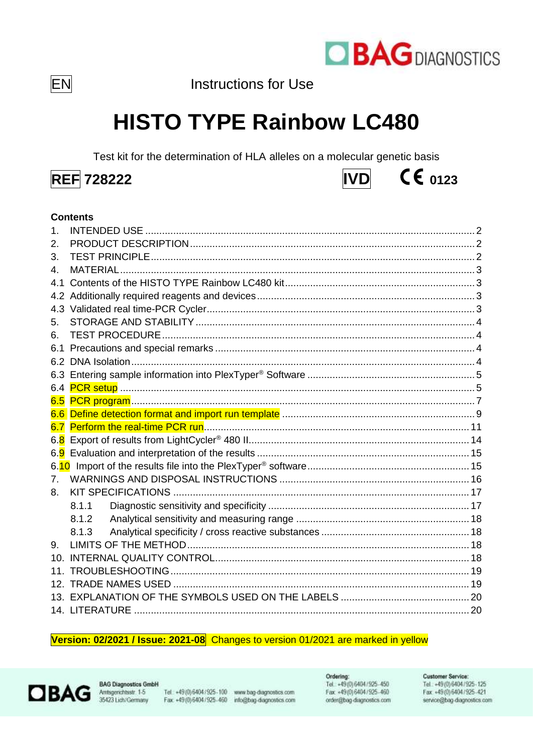BAG DIAGNOSTICS

EN

Instructions for Use

# HISTO TYPE Rainbow LC480

Test kit for the determination of HLA alleles on a molecular genetic basis

**REF 728222** **IVD** CE 0123

**Contents**

1. INTENDED USE ..... 2
2. PRODUCT DESCRIPTION ..... 2
3. TEST PRINCIPLE ..... 2
4. MATERIAL ..... 3

4.1 Contents of the HISTO TYPE Rainbow LC480 kit ..... 3
4.2 Additionally required reagents and devices ..... 3
4.3 Validated real time-PCR Cycler ..... 3

5. STORAGE AND STABILITY ..... 4
6. TEST PROCEDURE ..... 4

6.1 Precautions and special remarks ..... 4
6.2 DNA Isolation ..... 4
6.3 Entering sample information into PlexTyper® Software ..... 5
6.4 PCR setup ..... 5
6.5 PCR program ..... 7
6.6 Define detection format and import run template ..... 9
6.7 Perform the real-time PCR run ..... 11
6.8 Export of results from LightCycler® 480 II ..... 14
6.9 Evaluation and interpretation of the results ..... 15
6.10 Import of the results file into the PlexTyper® software ..... 15

7. WARNINGS AND DISPOSAL INSTRUCTIONS ..... 16
8. KIT SPECIFICATIONS ..... 17
   - 8.1.1 Diagnostic sensitivity and specificity ..... 17
   - 8.1.2 Analytical sensitivity and measuring range ..... 18
   - 8.1.3 Analytical specificity / cross reactive substances ..... 18
9. LIMITS OF THE METHOD ..... 18
10. INTERNAL QUALITY CONTROL ..... 18
11. TROUBLESHOOTING ..... 19
12. TRADE NAMES USED ..... 19
13. EXPLANATION OF THE SYMBOLS USED ON THE LABELS ..... 20
14. LITERATURE ..... 20

**Version: 02/2021 / Issue: 2021-08** Changes to version 01/2021 are marked in yellow

BAG Diagnostics GmbH
Amtsgerichtsstr. 1-5
35423 Lich/Germany

Tel.: +49(0)6404/925-100
Fax: +49(0)6404/925-460
www.bag-diagnostics.com
info@bag-diagnostics.com

Ordering:
Tel.: +49(0)6404/925-450
Fax: +49(0)6404/925-460
order@bag-diagnostics.com

Customer Service:
Tel.: +49(0)6404/925-125
Fax: +49(0)6404/925-421
service@bag-diagnostics.com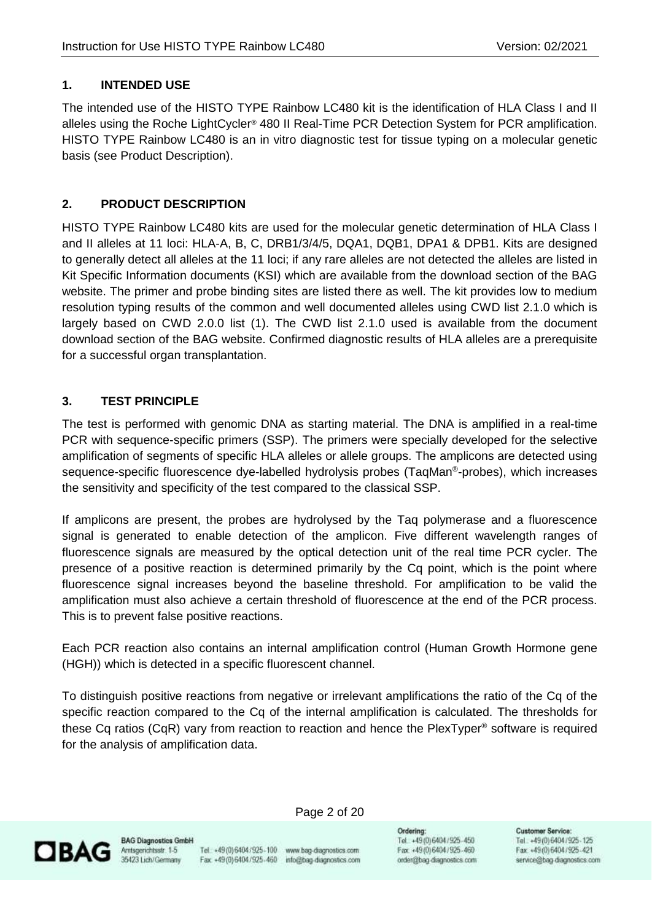## 1. INTENDED USE

The intended use of the HISTO TYPE Rainbow LC480 kit is the identification of HLA Class I and II alleles using the Roche LightCycler® 480 II Real-Time PCR Detection System for PCR amplification. HISTO TYPE Rainbow LC480 is an in vitro diagnostic test for tissue typing on a molecular genetic basis (see Product Description).

## 2. PRODUCT DESCRIPTION

HISTO TYPE Rainbow LC480 kits are used for the molecular genetic determination of HLA Class I and II alleles at 11 loci: HLA-A, B, C, DRB1/3/4/5, DQA1, DQB1, DPA1 & DPB1. Kits are designed to generally detect all alleles at the 11 loci; if any rare alleles are not detected the alleles are listed in Kit Specific Information documents (KSI) which are available from the download section of the BAG website. The primer and probe binding sites are listed there as well. The kit provides low to medium resolution typing results of the common and well documented alleles using CWD list 2.1.0 which is largely based on CWD 2.0.0 list (1). The CWD list 2.1.0 used is available from the document download section of the BAG website. Confirmed diagnostic results of HLA alleles are a prerequisite for a successful organ transplantation.

## 3. TEST PRINCIPLE

The test is performed with genomic DNA as starting material. The DNA is amplified in a real-time PCR with sequence-specific primers (SSP). The primers were specially developed for the selective amplification of segments of specific HLA alleles or allele groups. The amplicons are detected using sequence-specific fluorescence dye-labelled hydrolysis probes (TaqMan®-probes), which increases the sensitivity and specificity of the test compared to the classical SSP.

If amplicons are present, the probes are hydrolysed by the Taq polymerase and a fluorescence signal is generated to enable detection of the amplicon. Five different wavelength ranges of fluorescence signals are measured by the optical detection unit of the real time PCR cycler. The presence of a positive reaction is determined primarily by the Cq point, which is the point where fluorescence signal increases beyond the baseline threshold. For amplification to be valid the amplification must also achieve a certain threshold of fluorescence at the end of the PCR process. This is to prevent false positive reactions.

Each PCR reaction also contains an internal amplification control (Human Growth Hormone gene (HGH)) which is detected in a specific fluorescent channel.

To distinguish positive reactions from negative or irrelevant amplifications the ratio of the Cq of the specific reaction compared to the Cq of the internal amplification is calculated. The thresholds for these Cq ratios (CqR) vary from reaction to reaction and hence the PlexTyper® software is required for the analysis of amplification data.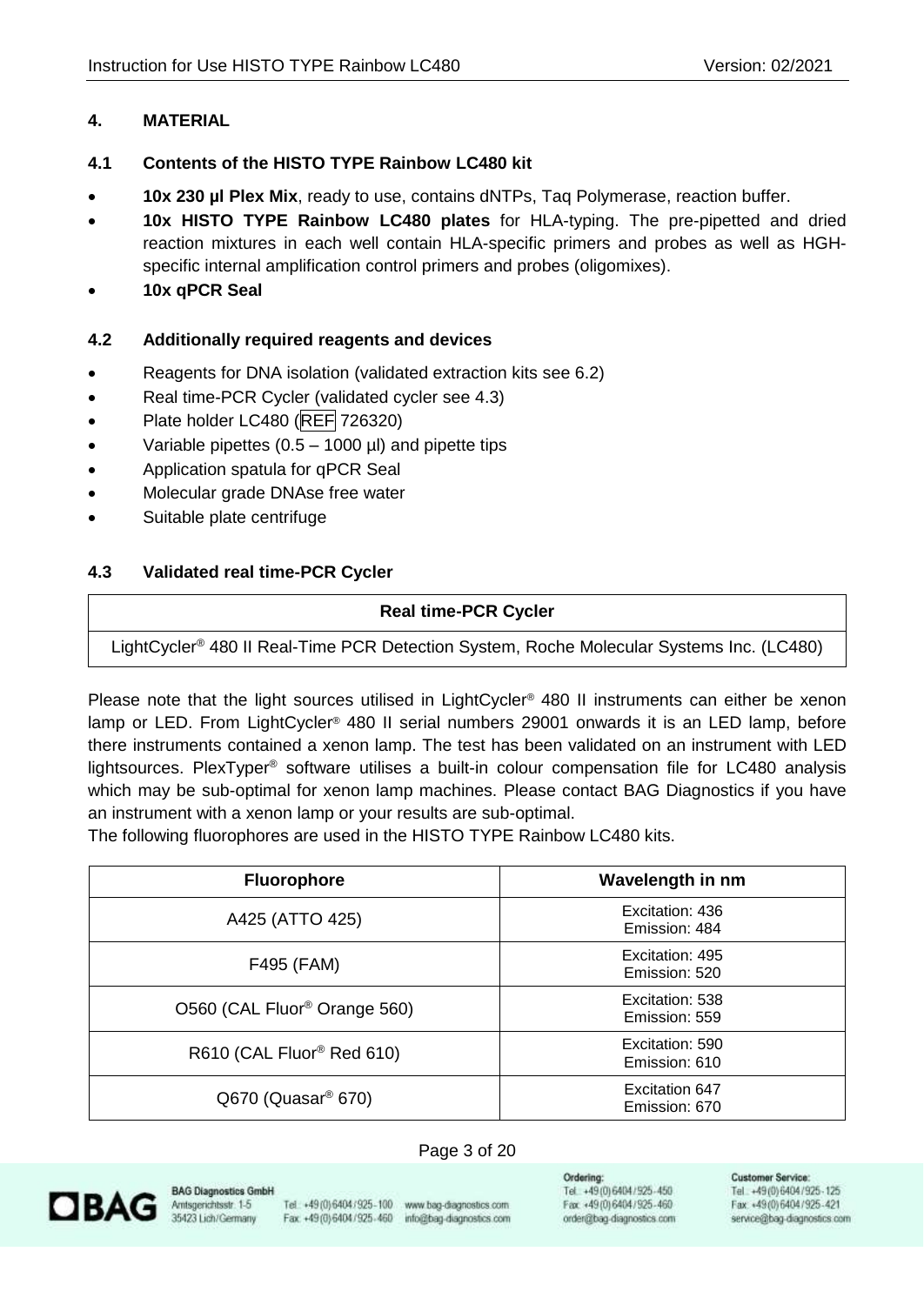## 4. MATERIAL

### 4.1 Contents of the HISTO TYPE Rainbow LC480 kit

- **10x 230 µl Plex Mix**, ready to use, contains dNTPs, Taq Polymerase, reaction buffer.
- **10x HISTO TYPE Rainbow LC480 plates** for HLA-typing. The pre-pipetted and dried reaction mixtures in each well contain HLA-specific primers and probes as well as HGH-specific internal amplification control primers and probes (oligomixes).
- **10x qPCR Seal**

### 4.2 Additionally required reagents and devices

- Reagents for DNA isolation (validated extraction kits see 6.2)
- Real time-PCR Cycler (validated cycler see 4.3)
- Plate holder LC480 (REF 726320)
- Variable pipettes (0.5 – 1000 µl) and pipette tips
- Application spatula for qPCR Seal
- Molecular grade DNAse free water
- Suitable plate centrifuge

### 4.3 Validated real time-PCR Cycler

| Real time-PCR Cycler |
|---|
| LightCycler® 480 II Real-Time PCR Detection System, Roche Molecular Systems Inc. (LC480) |

Please note that the light sources utilised in LightCycler® 480 II instruments can either be xenon lamp or LED. From LightCycler® 480 II serial numbers 29001 onwards it is an LED lamp, before there instruments contained a xenon lamp. The test has been validated on an instrument with LED lightsources. PlexTyper® software utilises a built-in colour compensation file for LC480 analysis which may be sub-optimal for xenon lamp machines. Please contact BAG Diagnostics if you have an instrument with a xenon lamp or your results are sub-optimal.

The following fluorophores are used in the HISTO TYPE Rainbow LC480 kits.

| Fluorophore | Wavelength in nm |
|---|---|
| A425 (ATTO 425) | Excitation: 436<br>Emission: 484 |
| F495 (FAM) | Excitation: 495<br>Emission: 520 |
| O560 (CAL Fluor® Orange 560) | Excitation: 538<br>Emission: 559 |
| R610 (CAL Fluor® Red 610) | Excitation: 590<br>Emission: 610 |
| Q670 (Quasar® 670) | Excitation 647<br>Emission: 670 |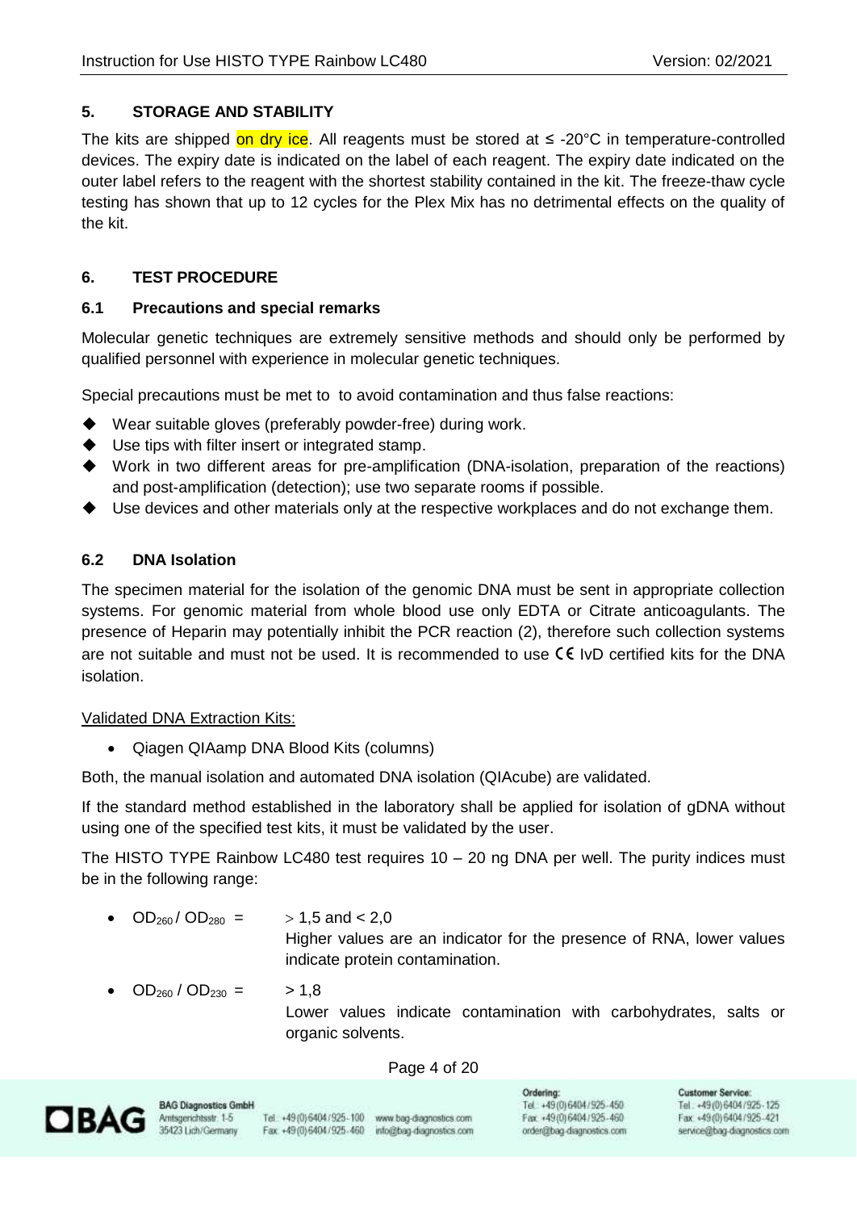## 5. STORAGE AND STABILITY

The kits are shipped on dry ice. All reagents must be stored at ≤ -20°C in temperature-controlled devices. The expiry date is indicated on the label of each reagent. The expiry date indicated on the outer label refers to the reagent with the shortest stability contained in the kit. The freeze-thaw cycle testing has shown that up to 12 cycles for the Plex Mix has no detrimental effects on the quality of the kit.

## 6. TEST PROCEDURE

### 6.1 Precautions and special remarks

Molecular genetic techniques are extremely sensitive methods and should only be performed by qualified personnel with experience in molecular genetic techniques.

Special precautions must be met to to avoid contamination and thus false reactions:

- Wear suitable gloves (preferably powder-free) during work.
- Use tips with filter insert or integrated stamp.
- Work in two different areas for pre-amplification (DNA-isolation, preparation of the reactions) and post-amplification (detection); use two separate rooms if possible.
- Use devices and other materials only at the respective workplaces and do not exchange them.

### 6.2 DNA Isolation

The specimen material for the isolation of the genomic DNA must be sent in appropriate collection systems. For genomic material from whole blood use only EDTA or Citrate anticoagulants. The presence of Heparin may potentially inhibit the PCR reaction (2), therefore such collection systems are not suitable and must not be used. It is recommended to use CE IvD certified kits for the DNA isolation.

Validated DNA Extraction Kits:

- Qiagen QIAamp DNA Blood Kits (columns)

Both, the manual isolation and automated DNA isolation (QIAcube) are validated.

If the standard method established in the laboratory shall be applied for isolation of gDNA without using one of the specified test kits, it must be validated by the user.

The HISTO TYPE Rainbow LC480 test requires 10 – 20 ng DNA per well. The purity indices must be in the following range:

- $OD_{260} / OD_{280}$ = > 1,5 and < 2,0
  Higher values are an indicator for the presence of RNA, lower values indicate protein contamination.
- $OD_{260} / OD_{230}$ = > 1,8
  Lower values indicate contamination with carbohydrates, salts or organic solvents.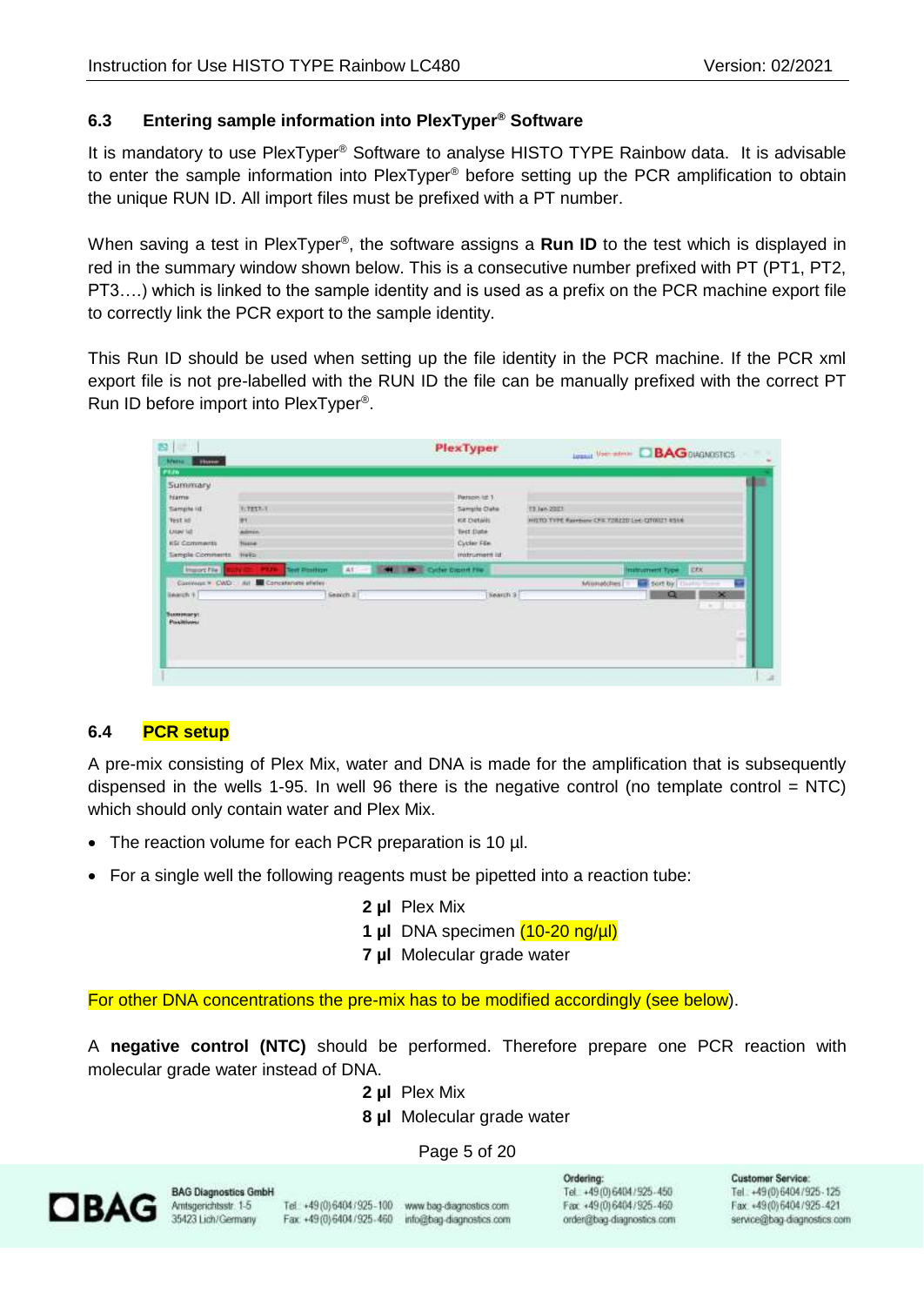### 6.3 Entering sample information into PlexTyper® Software

It is mandatory to use PlexTyper® Software to analyse HISTO TYPE Rainbow data. It is advisable to enter the sample information into PlexTyper® before setting up the PCR amplification to obtain the unique RUN ID. All import files must be prefixed with a PT number.

When saving a test in PlexTyper®, the software assigns a **Run ID** to the test which is displayed in red in the summary window shown below. This is a consecutive number prefixed with PT (PT1, PT2, PT3….) which is linked to the sample identity and is used as a prefix on the PCR machine export file to correctly link the PCR export to the sample identity.

This Run ID should be used when setting up the file identity in the PCR machine. If the PCR xml export file is not pre-labelled with the RUN ID the file can be manually prefixed with the correct PT Run ID before import into PlexTyper®.

### 6.4 PCR setup

A pre-mix consisting of Plex Mix, water and DNA is made for the amplification that is subsequently dispensed in the wells 1-95. In well 96 there is the negative control (no template control = NTC) which should only contain water and Plex Mix.

- The reaction volume for each PCR preparation is 10 µl.
- For a single well the following reagents must be pipetted into a reaction tube:

**2 µl** Plex Mix
**1 µl** DNA specimen (10-20 ng/µl)
**7 µl** Molecular grade water

For other DNA concentrations the pre-mix has to be modified accordingly (see below).

A **negative control (NTC)** should be performed. Therefore prepare one PCR reaction with molecular grade water instead of DNA.

**2 µl** Plex Mix
**8 µl** Molecular grade water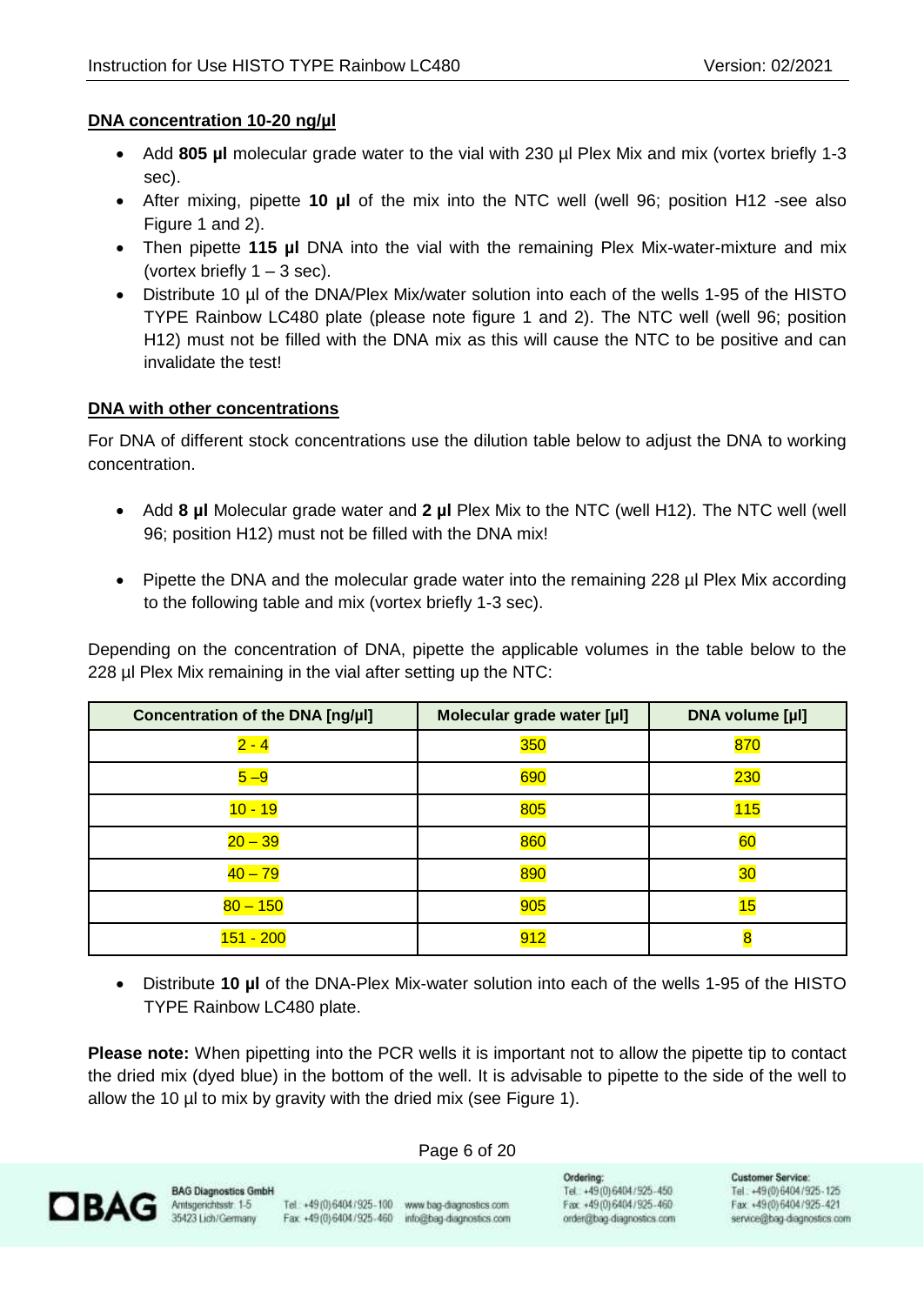**DNA concentration 10-20 ng/µl**

- Add **805 µl** molecular grade water to the vial with 230 µl Plex Mix and mix (vortex briefly 1-3 sec).
- After mixing, pipette **10 µl** of the mix into the NTC well (well 96; position H12 -see also Figure 1 and 2).
- Then pipette **115 µl** DNA into the vial with the remaining Plex Mix-water-mixture and mix (vortex briefly 1 – 3 sec).
- Distribute 10 µl of the DNA/Plex Mix/water solution into each of the wells 1-95 of the HISTO TYPE Rainbow LC480 plate (please note figure 1 and 2). The NTC well (well 96; position H12) must not be filled with the DNA mix as this will cause the NTC to be positive and can invalidate the test!

**DNA with other concentrations**

For DNA of different stock concentrations use the dilution table below to adjust the DNA to working concentration.

- Add **8 µl** Molecular grade water and **2 µl** Plex Mix to the NTC (well H12). The NTC well (well 96; position H12) must not be filled with the DNA mix!

- Pipette the DNA and the molecular grade water into the remaining 228 µl Plex Mix according to the following table and mix (vortex briefly 1-3 sec).

Depending on the concentration of DNA, pipette the applicable volumes in the table below to the 228 µl Plex Mix remaining in the vial after setting up the NTC:

| Concentration of the DNA [ng/µl] | Molecular grade water [µl] | DNA volume [µl] |
|---|---|---|
| 2 - 4 | 350 | 870 |
| 5 –9 | 690 | 230 |
| 10 - 19 | 805 | 115 |
| 20 – 39 | 860 | 60 |
| 40 – 79 | 890 | 30 |
| 80 – 150 | 905 | 15 |
| 151 - 200 | 912 | 8 |

- Distribute **10 µl** of the DNA-Plex Mix-water solution into each of the wells 1-95 of the HISTO TYPE Rainbow LC480 plate.

**Please note:** When pipetting into the PCR wells it is important not to allow the pipette tip to contact the dried mix (dyed blue) in the bottom of the well. It is advisable to pipette to the side of the well to allow the 10 µl to mix by gravity with the dried mix (see Figure 1).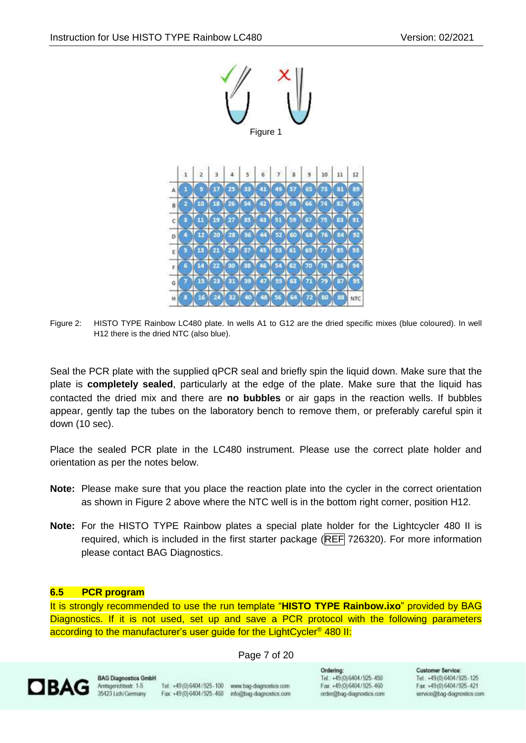Figure 1

Figure 2: HISTO TYPE Rainbow LC480 plate. In wells A1 to G12 are the dried specific mixes (blue coloured). In well H12 there is the dried NTC (also blue).

Seal the PCR plate with the supplied qPCR seal and briefly spin the liquid down. Make sure that the plate is **completely sealed**, particularly at the edge of the plate. Make sure that the liquid has contacted the dried mix and there are **no bubbles** or air gaps in the reaction wells. If bubbles appear, gently tap the tubes on the laboratory bench to remove them, or preferably careful spin it down (10 sec).

Place the sealed PCR plate in the LC480 instrument. Please use the correct plate holder and orientation as per the notes below.

**Note:** Please make sure that you place the reaction plate into the cycler in the correct orientation as shown in Figure 2 above where the NTC well is in the bottom right corner, position H12.

**Note:** For the HISTO TYPE Rainbow plates a special plate holder for the Lightcycler 480 II is required, which is included in the first starter package (REF 726320). For more information please contact BAG Diagnostics.

## 6.5 PCR program

It is strongly recommended to use the run template "**HISTO TYPE Rainbow.ixo**" provided by BAG Diagnostics. If it is not used, set up and save a PCR protocol with the following parameters according to the manufacturer's user guide for the LightCycler® 480 II: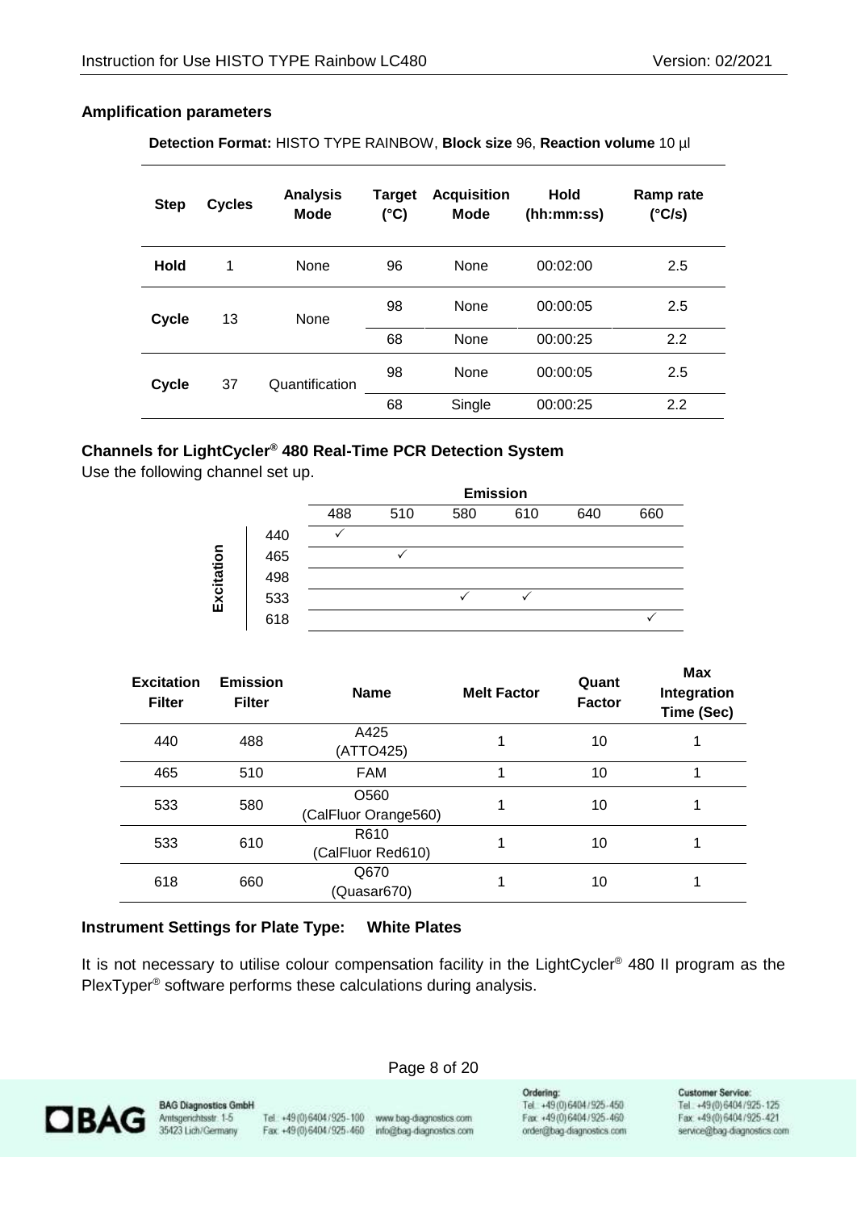## Amplification parameters

**Detection Format:** HISTO TYPE RAINBOW, **Block size** 96, **Reaction volume** 10 µl

| Step | Cycles | Analysis Mode | Target (°C) | Acquisition Mode | Hold (hh:mm:ss) | Ramp rate (°C/s) |
|---|---|---|---|---|---|---|
| **Hold** | 1 | None | 96 | None | 00:02:00 | 2.5 |
| **Cycle** | 13 | None | 98 | None | 00:00:05 | 2.5 |
| | | | 68 | None | 00:00:25 | 2.2 |
| **Cycle** | 37 | Quantification | 98 | None | 00:00:05 | 2.5 |
| | | | 68 | Single | 00:00:25 | 2.2 |

## Channels for LightCycler® 480 Real-Time PCR Detection System

Use the following channel set up.

| | Emission | | | | | |
|---|---|---|---|---|---|---|
| **Excitation** | 488 | 510 | 580 | 610 | 640 | 660 |
| 440 | ✓ | | | | | |
| 465 | | ✓ | | | | |
| 498 | | | | | | |
| 533 | | | ✓ | ✓ | | |
| 618 | | | | | | ✓ |

| Excitation Filter | Emission Filter | Name | Melt Factor | Quant Factor | Max Integration Time (Sec) |
|---|---|---|---|---|---|
| 440 | 488 | A425 (ATTO425) | 1 | 10 | 1 |
| 465 | 510 | FAM | 1 | 10 | 1 |
| 533 | 580 | O560 (CalFluor Orange560) | 1 | 10 | 1 |
| 533 | 610 | R610 (CalFluor Red610) | 1 | 10 | 1 |
| 618 | 660 | Q670 (Quasar670) | 1 | 10 | 1 |

**Instrument Settings for Plate Type:** **White Plates**

It is not necessary to utilise colour compensation facility in the LightCycler® 480 II program as the PlexTyper® software performs these calculations during analysis.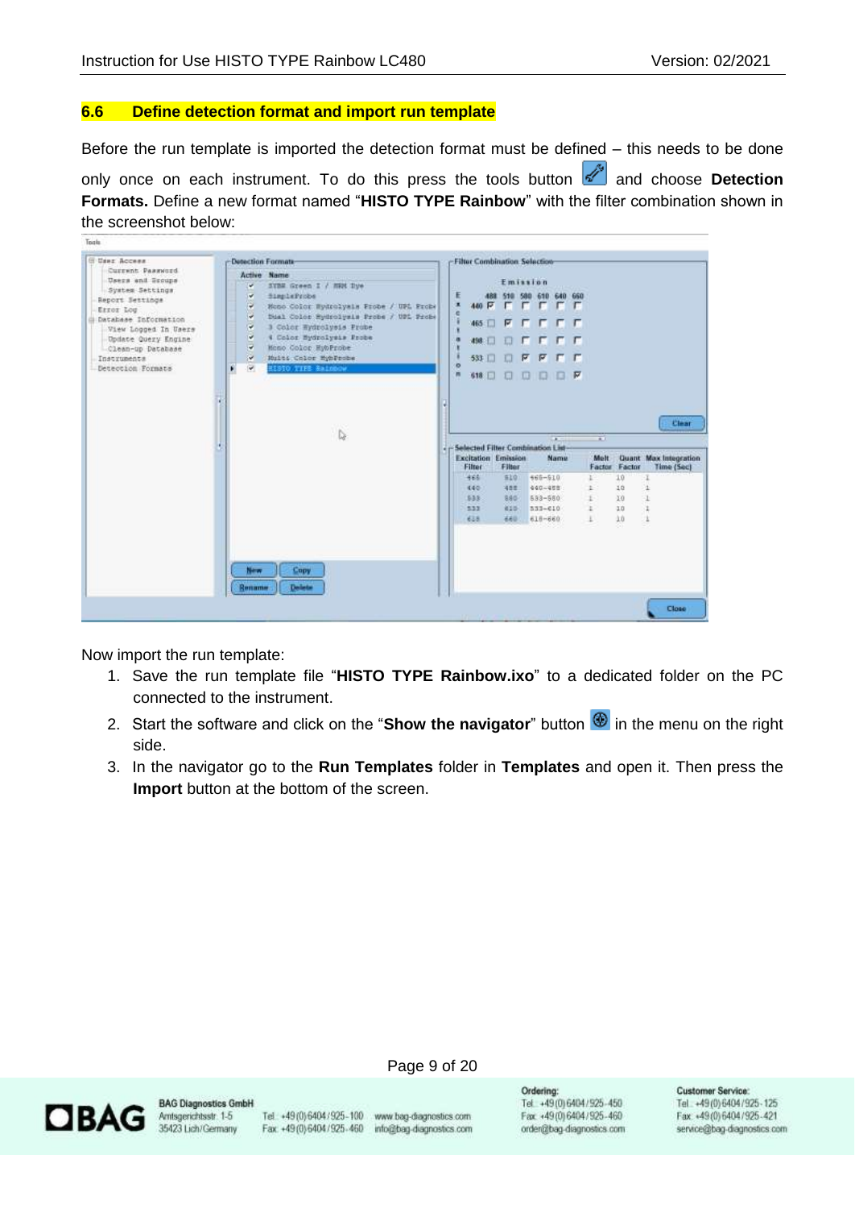## 6.6 Define detection format and import run template

Before the run template is imported the detection format must be defined – this needs to be done only once on each instrument. To do this press the tools button and choose **Detection Formats.** Define a new format named "**HISTO TYPE Rainbow**" with the filter combination shown in the screenshot below:

Now import the run template:

1. Save the run template file "**HISTO TYPE Rainbow.ixo**" to a dedicated folder on the PC connected to the instrument.
2. Start the software and click on the "**Show the navigator**" button in the menu on the right side.
3. In the navigator go to the **Run Templates** folder in **Templates** and open it. Then press the **Import** button at the bottom of the screen.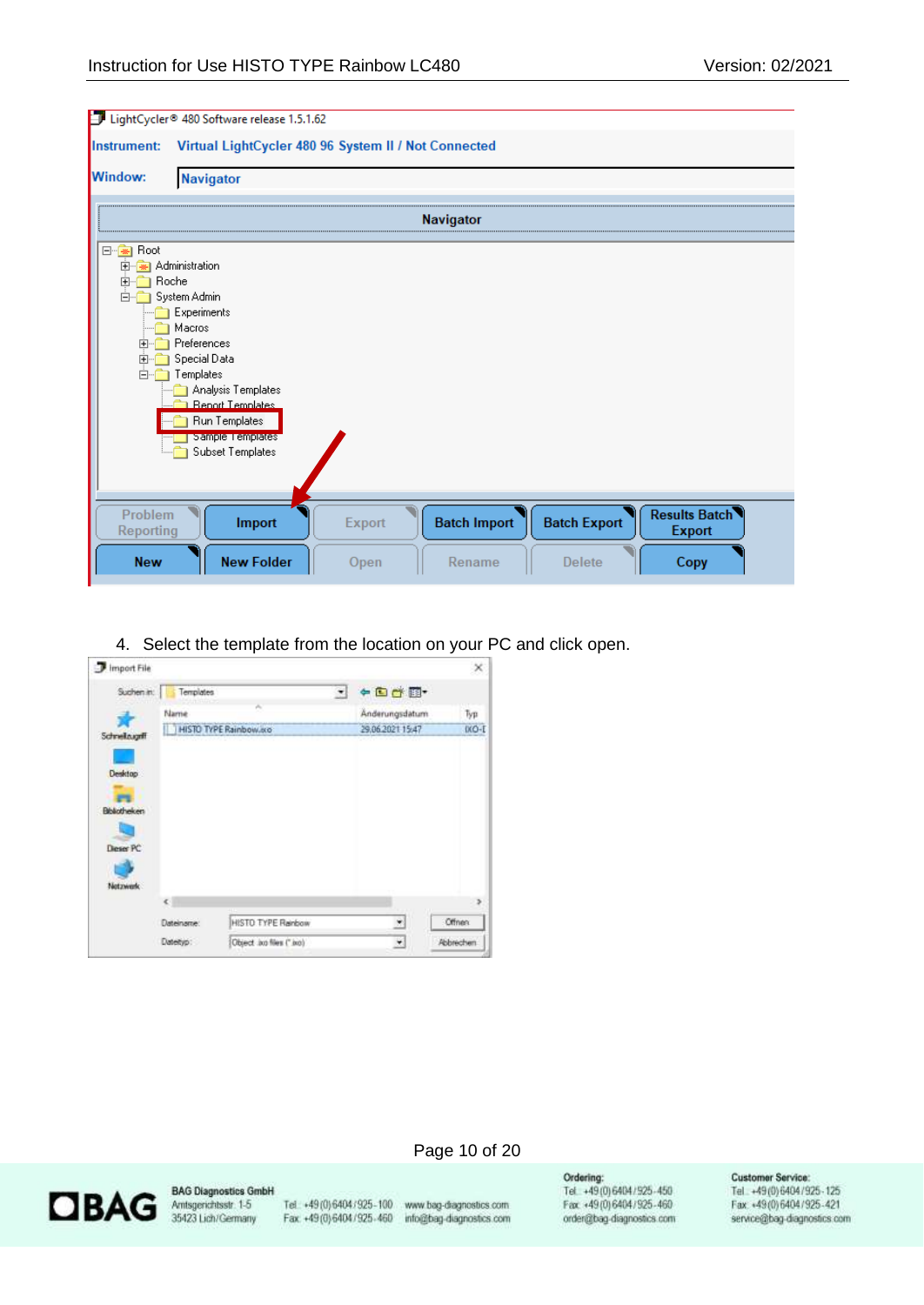4. Select the template from the location on your PC and click open.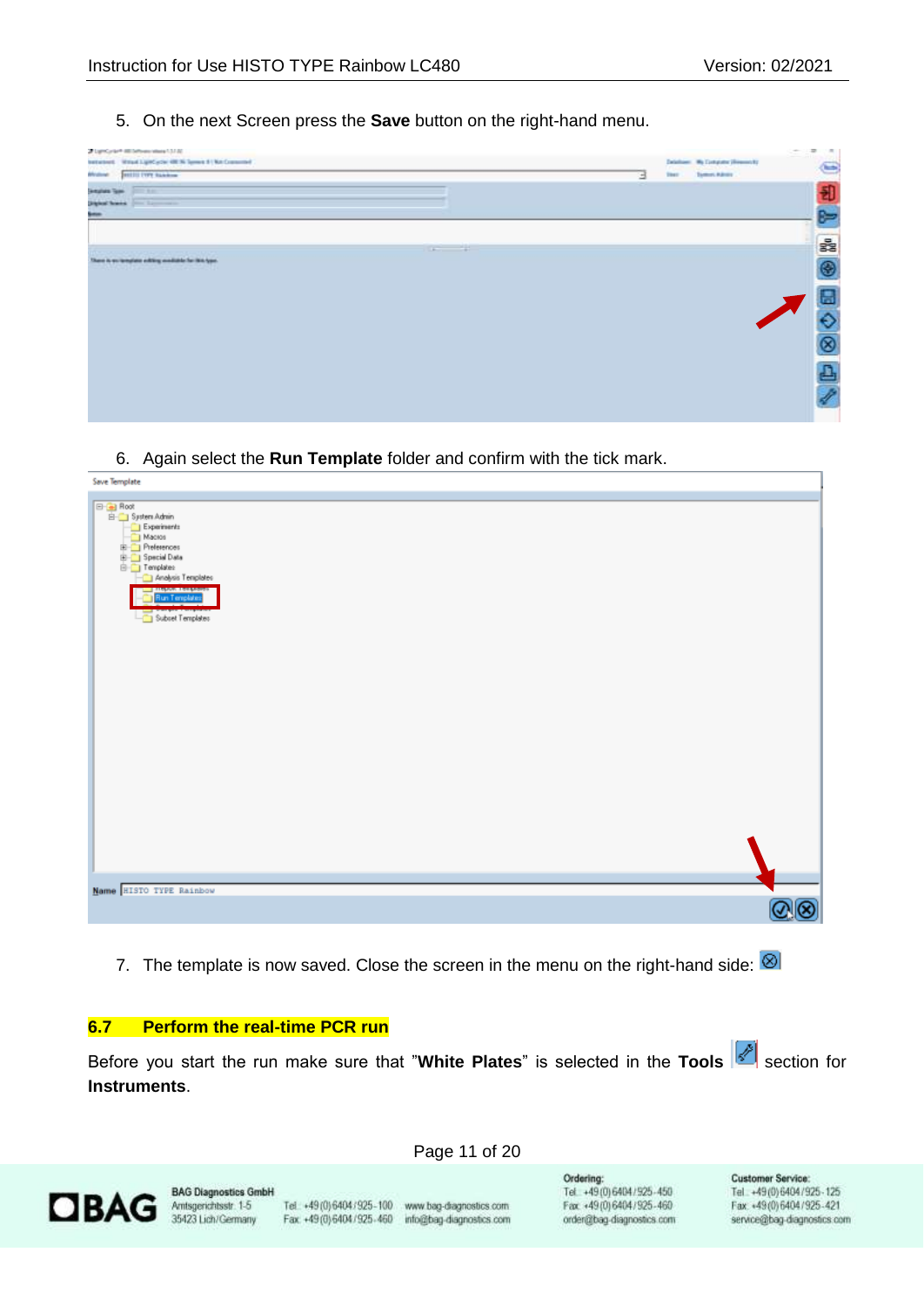5. On the next Screen press the **Save** button on the right-hand menu.

6. Again select the **Run Template** folder and confirm with the tick mark.

7. The template is now saved. Close the screen in the menu on the right-hand side:

## 6.7 Perform the real-time PCR run

Before you start the run make sure that "**White Plates**" is selected in the **Tools** section for **Instruments**.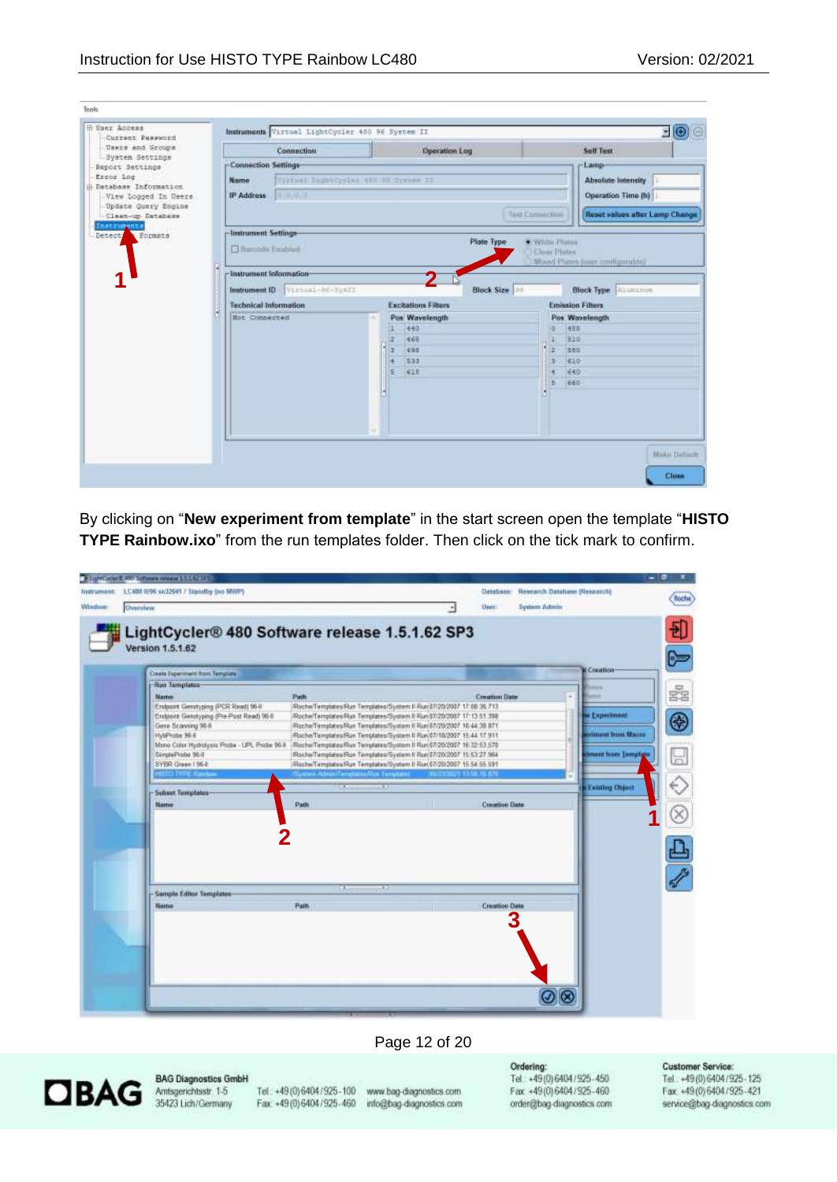By clicking on “**New experiment from template**” in the start screen open the template “**HISTO TYPE Rainbow.ixo**” from the run templates folder. Then click on the tick mark to confirm.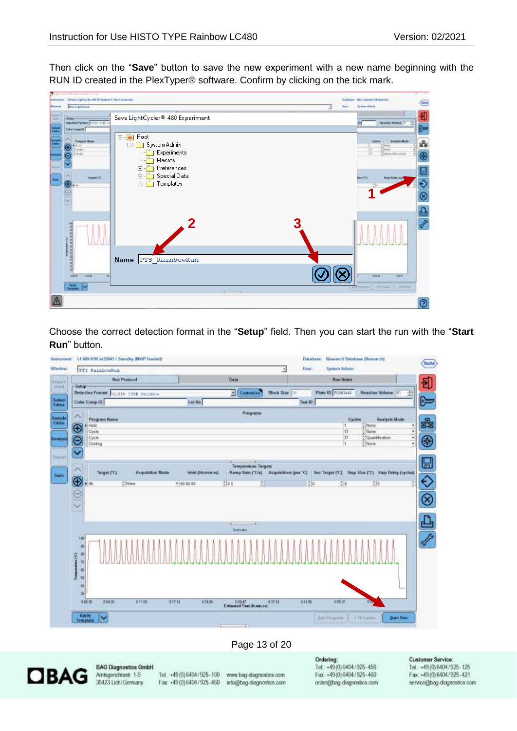Then click on the "**Save**" button to save the new experiment with a new name beginning with the RUN ID created in the PlexTyper® software. Confirm by clicking on the tick mark.

Choose the correct detection format in the "**Setup**" field. Then you can start the run with the "**Start Run**" button.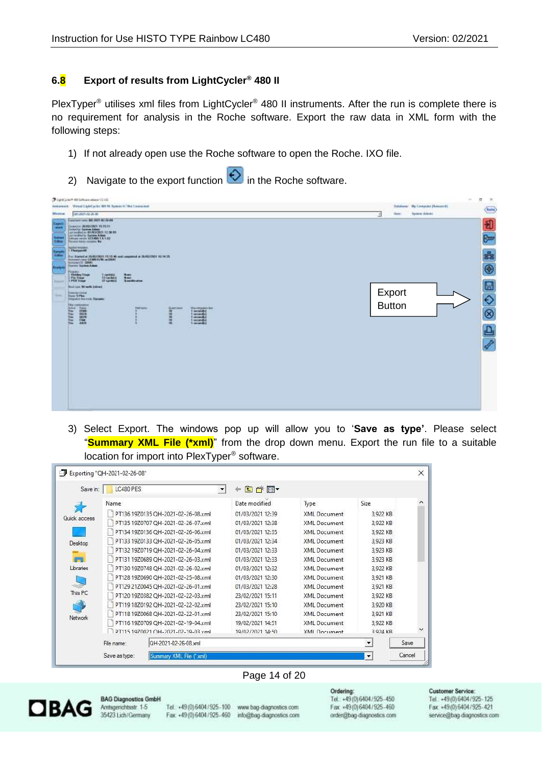## 6.8 Export of results from LightCycler® 480 II

PlexTyper® utilises xml files from LightCycler® 480 II instruments. After the run is complete there is no requirement for analysis in the Roche software. Export the raw data in XML form with the following steps:

1) If not already open use the Roche software to open the Roche. IXO file.

2) Navigate to the export function in the Roche software.

3) Select Export. The windows pop up will allow you to '**Save as type**'. Please select "**Summary XML File (\*xml)**" from the drop down menu. Export the run file to a suitable location for import into PlexTyper® software.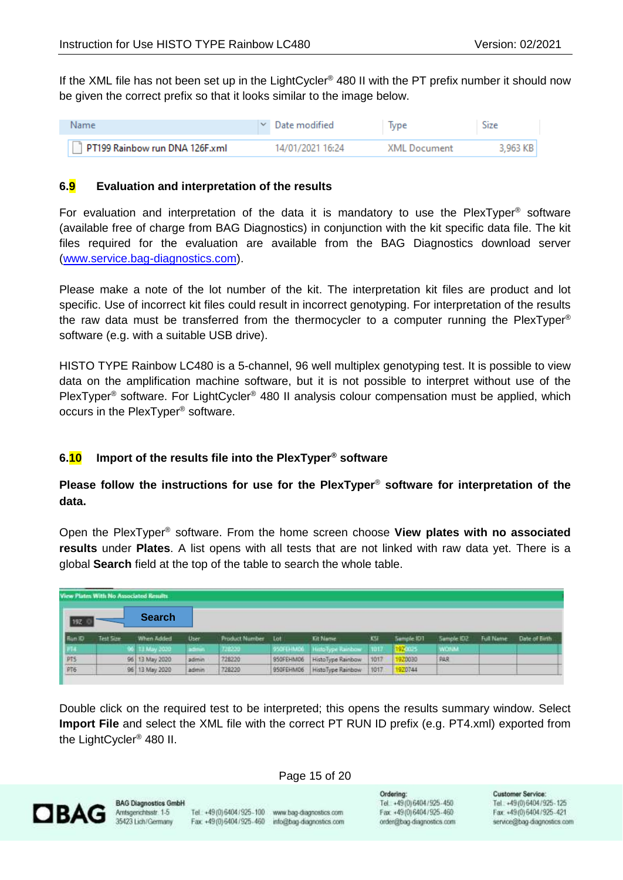If the XML file has not been set up in the LightCycler® 480 II with the PT prefix number it should now be given the correct prefix so that it looks similar to the image below.

| Name | Date modified | Type | Size |
|---|---|---|---|
| PT199 Rainbow run DNA 126F.xml | 14/01/2021 16:24 | XML Document | 3,963 KB |

### 6.9 Evaluation and interpretation of the results

For evaluation and interpretation of the data it is mandatory to use the PlexTyper® software (available free of charge from BAG Diagnostics) in conjunction with the kit specific data file. The kit files required for the evaluation are available from the BAG Diagnostics download server (www.service.bag-diagnostics.com).

Please make a note of the lot number of the kit. The interpretation kit files are product and lot specific. Use of incorrect kit files could result in incorrect genotyping. For interpretation of the results the raw data must be transferred from the thermocycler to a computer running the PlexTyper® software (e.g. with a suitable USB drive).

HISTO TYPE Rainbow LC480 is a 5-channel, 96 well multiplex genotyping test. It is possible to view data on the amplification machine software, but it is not possible to interpret without use of the PlexTyper® software. For LightCycler® 480 II analysis colour compensation must be applied, which occurs in the PlexTyper® software.

### 6.10 Import of the results file into the PlexTyper® software

**Please follow the instructions for use for the PlexTyper® software for interpretation of the data.**

Open the PlexTyper® software. From the home screen choose **View plates with no associated results** under **Plates**. A list opens with all tests that are not linked with raw data yet. There is a global **Search** field at the top of the table to search the whole table.

View Plates With No Associated Results

192 | Search

| Run ID | Test Size | When Added | User | Product Number | Lot | Kit Name | KSI | Sample ID1 | Sample ID2 | Full Name | Date of Birth |
|---|---|---|---|---|---|---|---|---|---|---|---|
| PT4 | 96 | 13 May 2020 | admin | 728220 | 950FEHM06 | HistoType Rainbow | 1017 | 1920025 | WONM | | |
| PT5 | 96 | 13 May 2020 | admin | 728220 | 950FEHM06 | HistoType Rainbow | 1017 | 1920030 | PAR | | |
| PT6 | 96 | 13 May 2020 | admin | 728220 | 950FEHM06 | HistoType Rainbow | 1017 | 1920744 | | | |

Double click on the required test to be interpreted; this opens the results summary window. Select **Import File** and select the XML file with the correct PT RUN ID prefix (e.g. PT4.xml) exported from the LightCycler® 480 II.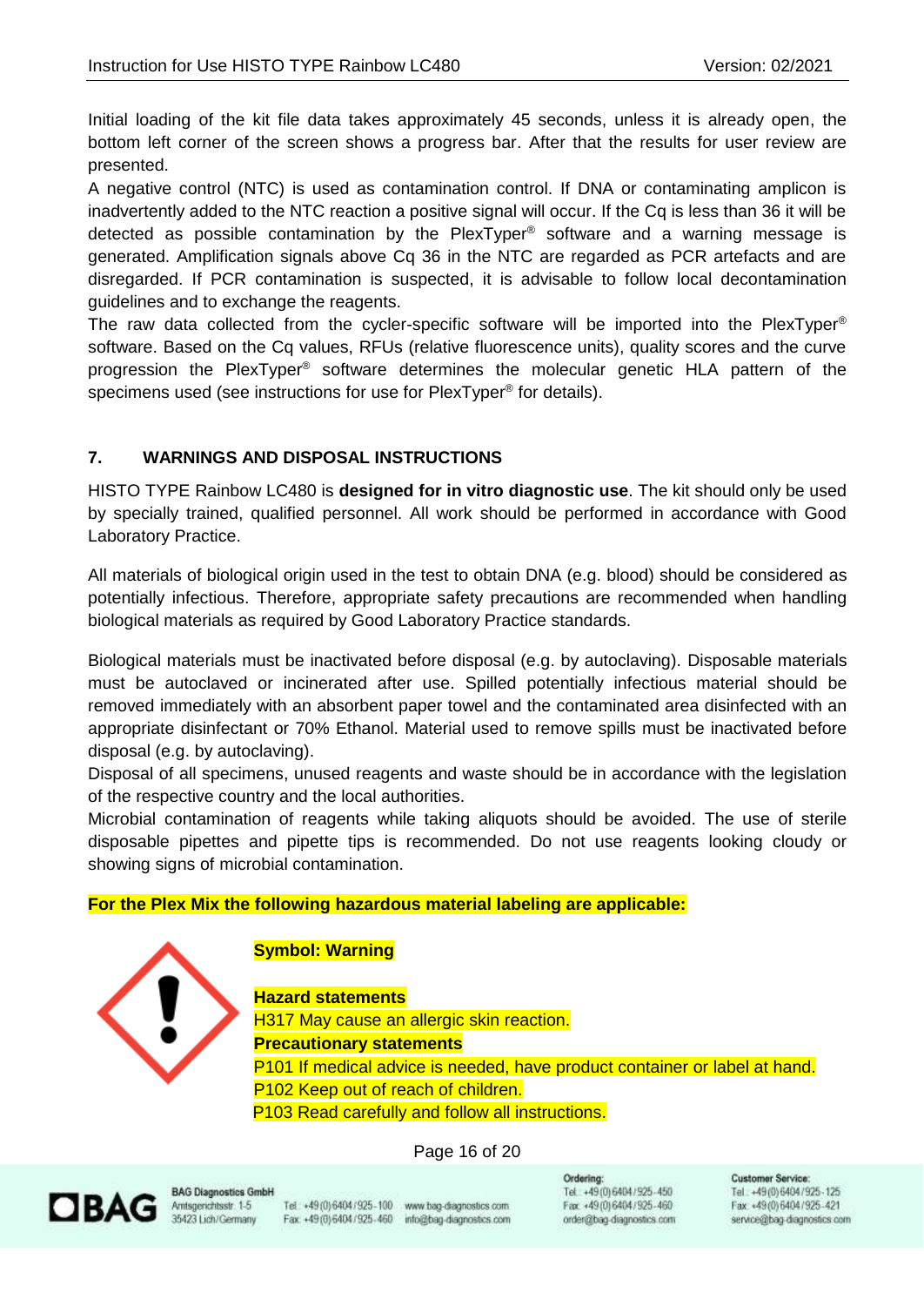Initial loading of the kit file data takes approximately 45 seconds, unless it is already open, the bottom left corner of the screen shows a progress bar. After that the results for user review are presented.

A negative control (NTC) is used as contamination control. If DNA or contaminating amplicon is inadvertently added to the NTC reaction a positive signal will occur. If the Cq is less than 36 it will be detected as possible contamination by the PlexTyper® software and a warning message is generated. Amplification signals above Cq 36 in the NTC are regarded as PCR artefacts and are disregarded. If PCR contamination is suspected, it is advisable to follow local decontamination guidelines and to exchange the reagents.

The raw data collected from the cycler-specific software will be imported into the PlexTyper® software. Based on the Cq values, RFUs (relative fluorescence units), quality scores and the curve progression the PlexTyper® software determines the molecular genetic HLA pattern of the specimens used (see instructions for use for PlexTyper® for details).

## 7. WARNINGS AND DISPOSAL INSTRUCTIONS

HISTO TYPE Rainbow LC480 is **designed for in vitro diagnostic use**. The kit should only be used by specially trained, qualified personnel. All work should be performed in accordance with Good Laboratory Practice.

All materials of biological origin used in the test to obtain DNA (e.g. blood) should be considered as potentially infectious. Therefore, appropriate safety precautions are recommended when handling biological materials as required by Good Laboratory Practice standards.

Biological materials must be inactivated before disposal (e.g. by autoclaving). Disposable materials must be autoclaved or incinerated after use. Spilled potentially infectious material should be removed immediately with an absorbent paper towel and the contaminated area disinfected with an appropriate disinfectant or 70% Ethanol. Material used to remove spills must be inactivated before disposal (e.g. by autoclaving).

Disposal of all specimens, unused reagents and waste should be in accordance with the legislation of the respective country and the local authorities.

Microbial contamination of reagents while taking aliquots should be avoided. The use of sterile disposable pipettes and pipette tips is recommended. Do not use reagents looking cloudy or showing signs of microbial contamination.

**For the Plex Mix the following hazardous material labeling are applicable:**

**Symbol: Warning**

**Hazard statements**

H317 May cause an allergic skin reaction.

**Precautionary statements**

P101 If medical advice is needed, have product container or label at hand.

P102 Keep out of reach of children.

P103 Read carefully and follow all instructions.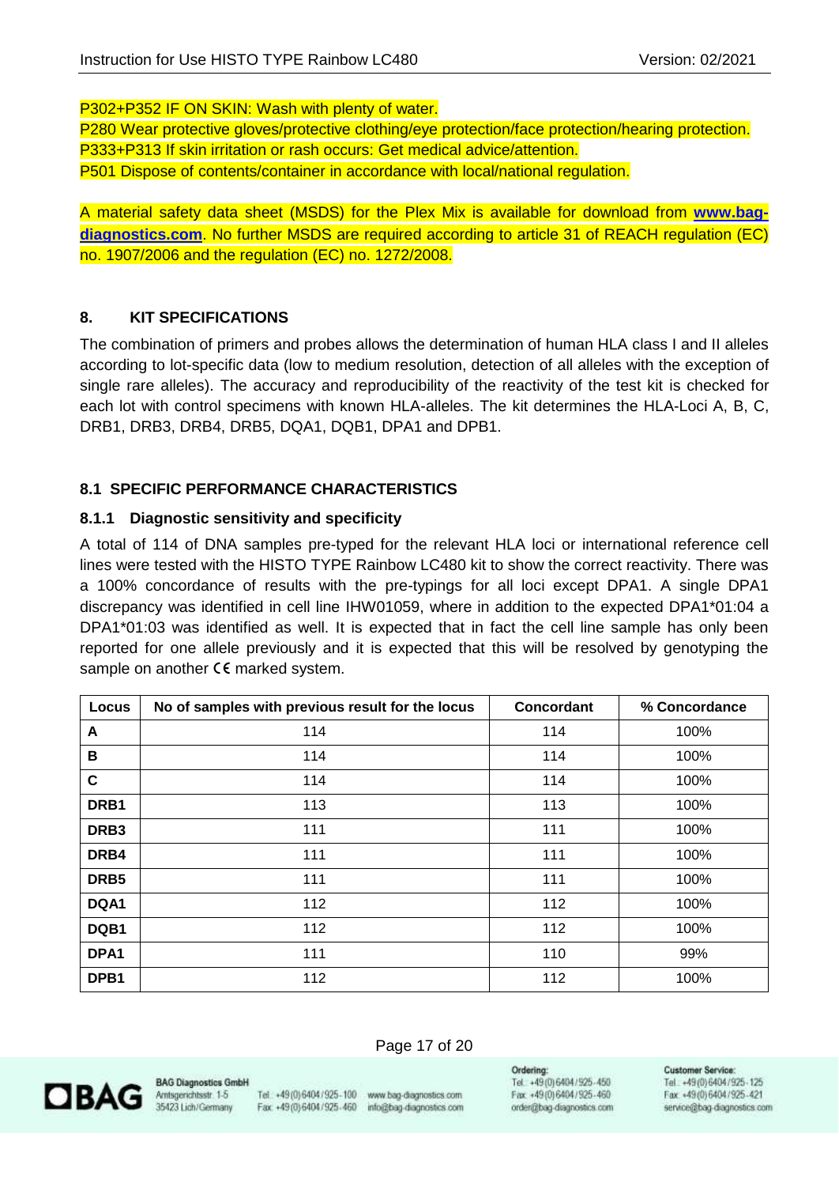P302+P352 IF ON SKIN: Wash with plenty of water.
P280 Wear protective gloves/protective clothing/eye protection/face protection/hearing protection.
P333+P313 If skin irritation or rash occurs: Get medical advice/attention.
P501 Dispose of contents/container in accordance with local/national regulation.

A material safety data sheet (MSDS) for the Plex Mix is available for download from **www.bag-diagnostics.com**. No further MSDS are required according to article 31 of REACH regulation (EC) no. 1907/2006 and the regulation (EC) no. 1272/2008.

## 8. KIT SPECIFICATIONS

The combination of primers and probes allows the determination of human HLA class I and II alleles according to lot-specific data (low to medium resolution, detection of all alleles with the exception of single rare alleles). The accuracy and reproducibility of the reactivity of the test kit is checked for each lot with control specimens with known HLA-alleles. The kit determines the HLA-Loci A, B, C, DRB1, DRB3, DRB4, DRB5, DQA1, DQB1, DPA1 and DPB1.

### 8.1 SPECIFIC PERFORMANCE CHARACTERISTICS

#### 8.1.1 Diagnostic sensitivity and specificity

A total of 114 of DNA samples pre-typed for the relevant HLA loci or international reference cell lines were tested with the HISTO TYPE Rainbow LC480 kit to show the correct reactivity. There was a 100% concordance of results with the pre-typings for all loci except DPA1. A single DPA1 discrepancy was identified in cell line IHW01059, where in addition to the expected DPA1*01:04 a DPA1*01:03 was identified as well. It is expected that in fact the cell line sample has only been reported for one allele previously and it is expected that this will be resolved by genotyping the sample on another CE marked system.

| Locus | No of samples with previous result for the locus | Concordant | % Concordance |
|---|---|---|---|
| **A** | 114 | 114 | 100% |
| **B** | 114 | 114 | 100% |
| **C** | 114 | 114 | 100% |
| **DRB1** | 113 | 113 | 100% |
| **DRB3** | 111 | 111 | 100% |
| **DRB4** | 111 | 111 | 100% |
| **DRB5** | 111 | 111 | 100% |
| **DQA1** | 112 | 112 | 100% |
| **DQB1** | 112 | 112 | 100% |
| **DPA1** | 111 | 110 | 99% |
| **DPB1** | 112 | 112 | 100% |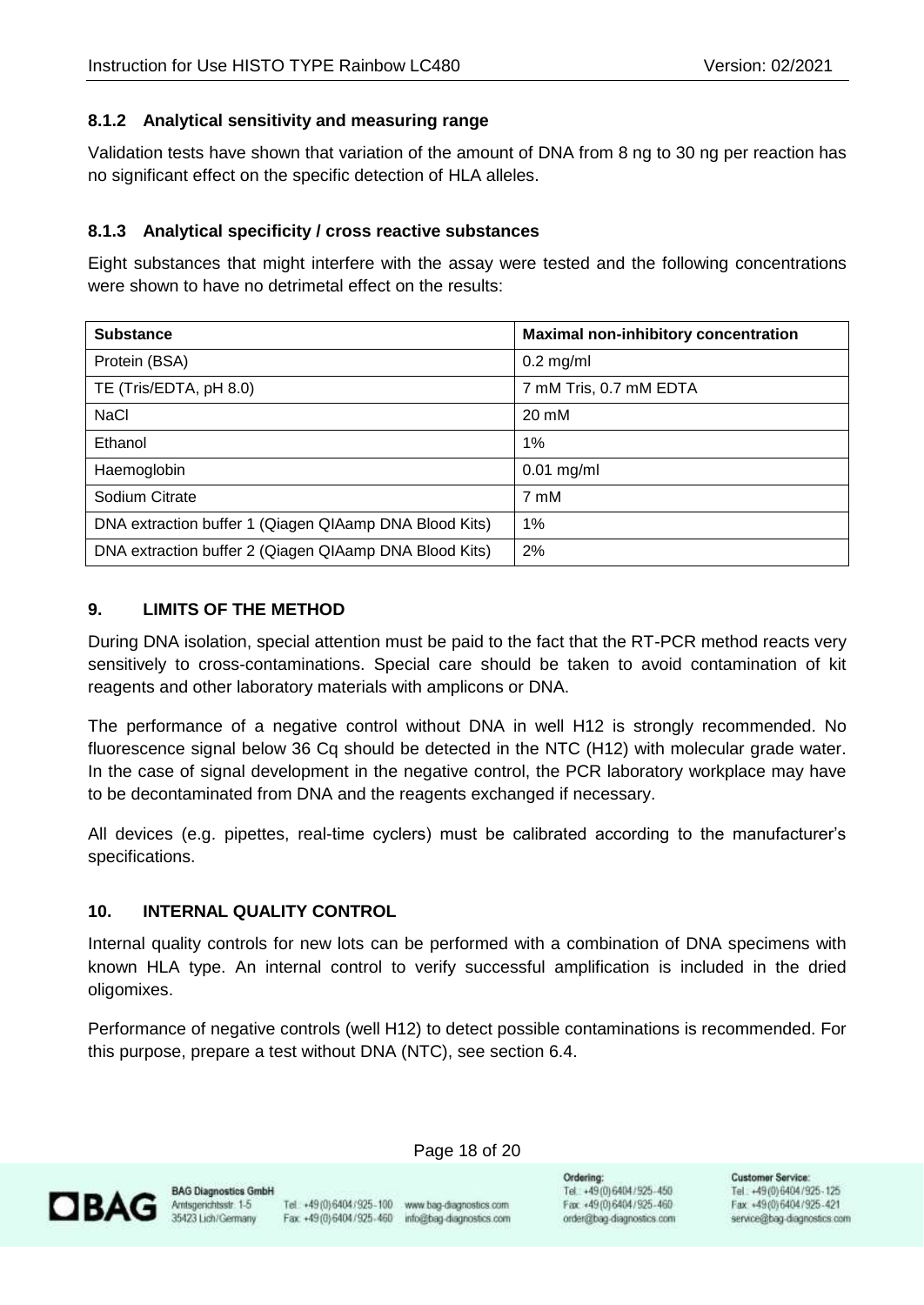### 8.1.2 Analytical sensitivity and measuring range

Validation tests have shown that variation of the amount of DNA from 8 ng to 30 ng per reaction has no significant effect on the specific detection of HLA alleles.

### 8.1.3 Analytical specificity / cross reactive substances

Eight substances that might interfere with the assay were tested and the following concentrations were shown to have no detrimetal effect on the results:

| Substance | Maximal non-inhibitory concentration |
|---|---|
| Protein (BSA) | 0.2 mg/ml |
| TE (Tris/EDTA, pH 8.0) | 7 mM Tris, 0.7 mM EDTA |
| NaCl | 20 mM |
| Ethanol | 1% |
| Haemoglobin | 0.01 mg/ml |
| Sodium Citrate | 7 mM |
| DNA extraction buffer 1 (Qiagen QIAamp DNA Blood Kits) | 1% |
| DNA extraction buffer 2 (Qiagen QIAamp DNA Blood Kits) | 2% |

## 9. LIMITS OF THE METHOD

During DNA isolation, special attention must be paid to the fact that the RT-PCR method reacts very sensitively to cross-contaminations. Special care should be taken to avoid contamination of kit reagents and other laboratory materials with amplicons or DNA.

The performance of a negative control without DNA in well H12 is strongly recommended. No fluorescence signal below 36 Cq should be detected in the NTC (H12) with molecular grade water. In the case of signal development in the negative control, the PCR laboratory workplace may have to be decontaminated from DNA and the reagents exchanged if necessary.

All devices (e.g. pipettes, real-time cyclers) must be calibrated according to the manufacturer's specifications.

## 10. INTERNAL QUALITY CONTROL

Internal quality controls for new lots can be performed with a combination of DNA specimens with known HLA type. An internal control to verify successful amplification is included in the dried oligomixes.

Performance of negative controls (well H12) to detect possible contaminations is recommended. For this purpose, prepare a test without DNA (NTC), see section 6.4.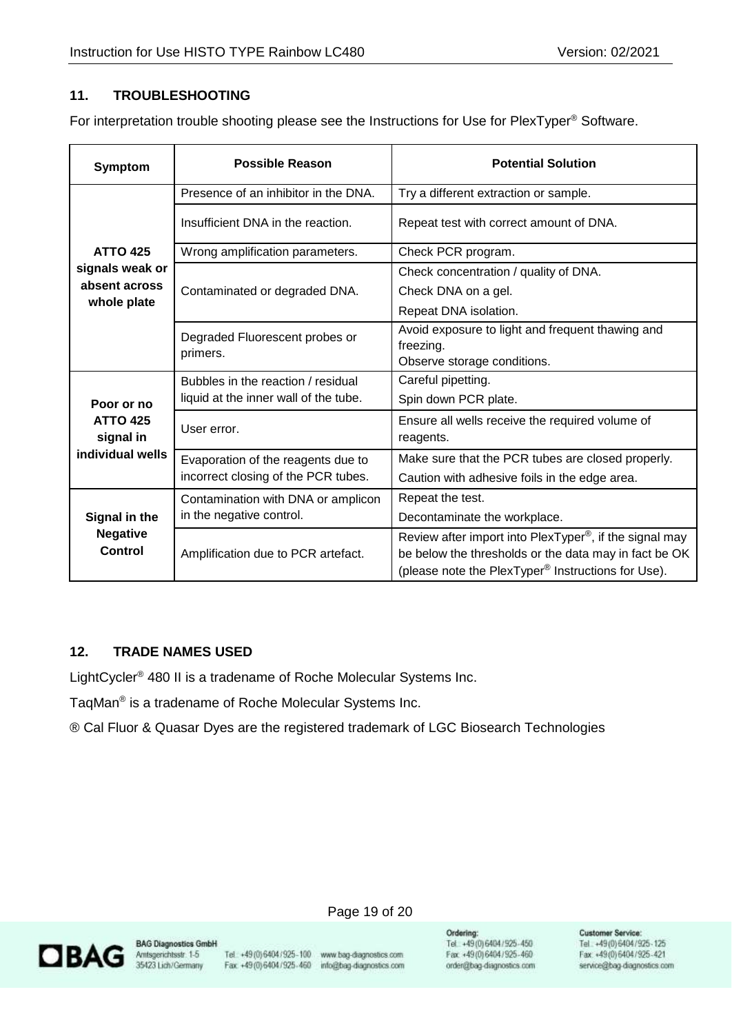## 11. TROUBLESHOOTING

For interpretation trouble shooting please see the Instructions for Use for PlexTyper® Software.

| Symptom | Possible Reason | Potential Solution |
|---|---|---|
| **ATTO 425 signals weak or absent across whole plate** | Presence of an inhibitor in the DNA. | Try a different extraction or sample. |
| | Insufficient DNA in the reaction. | Repeat test with correct amount of DNA. |
| | Wrong amplification parameters. | Check PCR program. |
| | Contaminated or degraded DNA. | Check concentration / quality of DNA.<br>Check DNA on a gel.<br>Repeat DNA isolation. |
| | Degraded Fluorescent probes or primers. | Avoid exposure to light and frequent thawing and freezing.<br>Observe storage conditions. |
| **Poor or no ATTO 425 signal in individual wells** | Bubbles in the reaction / residual liquid at the inner wall of the tube. | Careful pipetting.<br>Spin down PCR plate. |
| | User error. | Ensure all wells receive the required volume of reagents. |
| | Evaporation of the reagents due to incorrect closing of the PCR tubes. | Make sure that the PCR tubes are closed properly.<br>Caution with adhesive foils in the edge area. |
| **Signal in the Negative Control** | Contamination with DNA or amplicon in the negative control. | Repeat the test.<br>Decontaminate the workplace. |
| | Amplification due to PCR artefact. | Review after import into PlexTyper®, if the signal may be below the thresholds or the data may in fact be OK (please note the PlexTyper® Instructions for Use). |

## 12. TRADE NAMES USED

LightCycler® 480 II is a tradename of Roche Molecular Systems Inc.

TaqMan® is a tradename of Roche Molecular Systems Inc.

® Cal Fluor & Quasar Dyes are the registered trademark of LGC Biosearch Technologies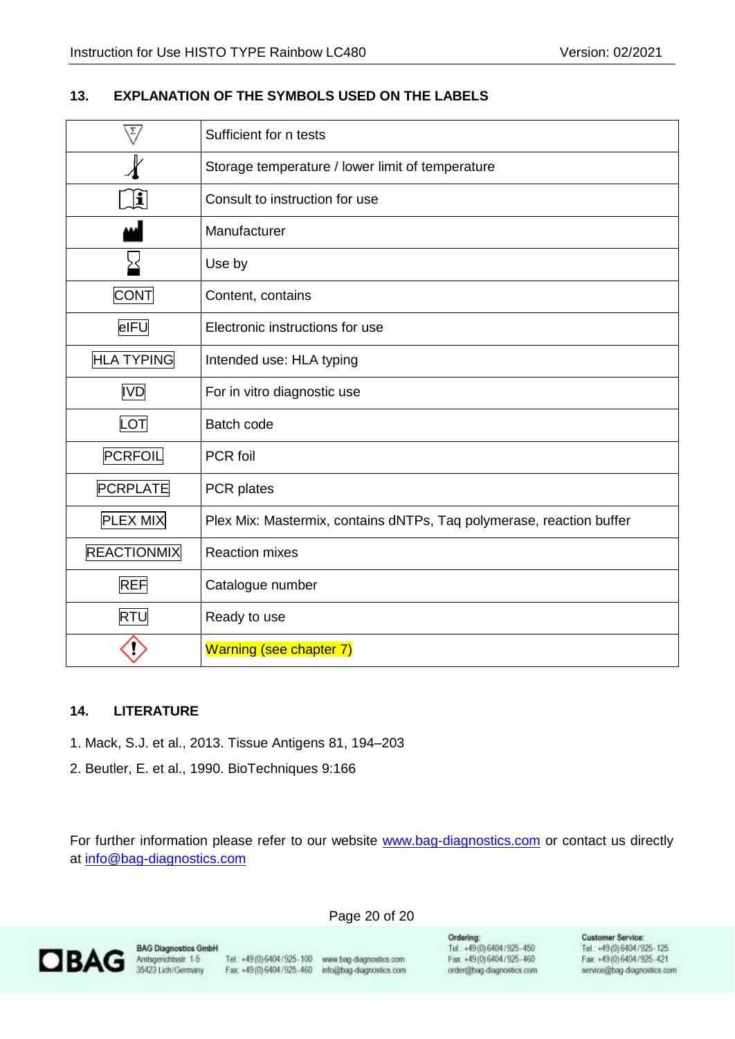## 13. EXPLANATION OF THE SYMBOLS USED ON THE LABELS

| | |
|---|---|
| Σ | Sufficient for n tests |
| 🌡 | Storage temperature / lower limit of temperature |
| 📖 i | Consult to instruction for use |
| 🏭 | Manufacturer |
| ⌛ | Use by |
| CONT | Content, contains |
| eIFU | Electronic instructions for use |
| HLA TYPING | Intended use: HLA typing |
| IVD | For in vitro diagnostic use |
| LOT | Batch code |
| PCRFOIL | PCR foil |
| PCRPLATE | PCR plates |
| PLEX MIX | Plex Mix: Mastermix, contains dNTPs, Taq polymerase, reaction buffer |
| REACTIONMIX | Reaction mixes |
| REF | Catalogue number |
| RTU | Ready to use |
| ⚠ | Warning (see chapter 7) |

## 14. LITERATURE

1. Mack, S.J. et al., 2013. Tissue Antigens 81, 194–203
2. Beutler, E. et al., 1990. BioTechniques 9:166

For further information please refer to our website www.bag-diagnostics.com or contact us directly at info@bag-diagnostics.com